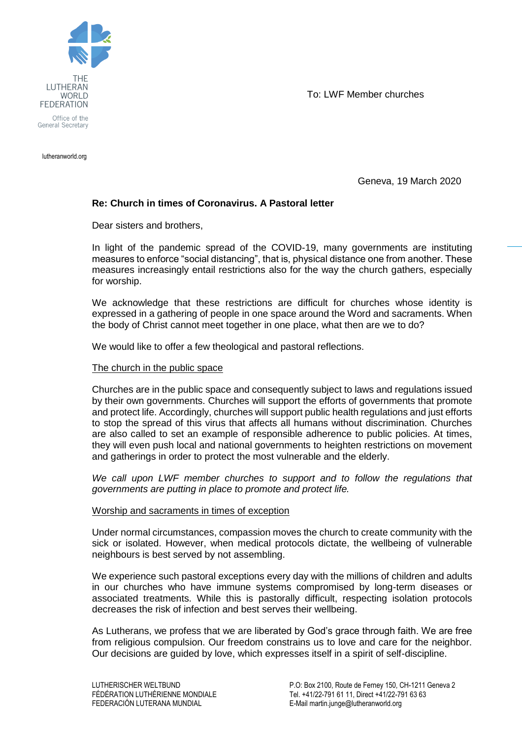THE LUTHERAN WORLD FEDERATION

Office of the General Secretary

lutheranworld.org

To: LWF Member churches

Geneva, 19 March 2020

**Re: Church in times of Coronavirus. A Pastoral letter**

Dear sisters and brothers,

In light of the pandemic spread of the COVID-19, many governments are instituting measures to enforce “social distancing”, that is, physical distance one from another. These measures increasingly entail restrictions also for the way the church gathers, especially for worship.

We acknowledge that these restrictions are difficult for churches whose identity is expressed in a gathering of people in one space around the Word and sacraments. When the body of Christ cannot meet together in one place, what then are we to do?

We would like to offer a few theological and pastoral reflections.

<u>The church in the public space</u>

Churches are in the public space and consequently subject to laws and regulations issued by their own governments. Churches will support the efforts of governments that promote and protect life. Accordingly, churches will support public health regulations and just efforts to stop the spread of this virus that affects all humans without discrimination. Churches are also called to set an example of responsible adherence to public policies. At times, they will even push local and national governments to heighten restrictions on movement and gatherings in order to protect the most vulnerable and the elderly.

*We call upon LWF member churches to support and to follow the regulations that governments are putting in place to promote and protect life.*

<u>Worship and sacraments in times of exception</u>

Under normal circumstances, compassion moves the church to create community with the sick or isolated. However, when medical protocols dictate, the wellbeing of vulnerable neighbours is best served by not assembling.

We experience such pastoral exceptions every day with the millions of children and adults in our churches who have immune systems compromised by long-term diseases or associated treatments. While this is pastorally difficult, respecting isolation protocols decreases the risk of infection and best serves their wellbeing.

As Lutherans, we profess that we are liberated by God’s grace through faith. We are free from religious compulsion. Our freedom constrains us to love and care for the neighbor. Our decisions are guided by love, which expresses itself in a spirit of self-discipline.

LUTHERISCHER WELTBUND
FÉDÉRATION LUTHÉRIENNE MONDIALE
FEDERACIÓN LUTERANA MUNDIAL

P.O: Box 2100, Route de Ferney 150, CH-1211 Geneva 2
Tel. +41/22-791 61 11, Direct +41/22-791 63 63
E-Mail martin.junge@lutheranworld.org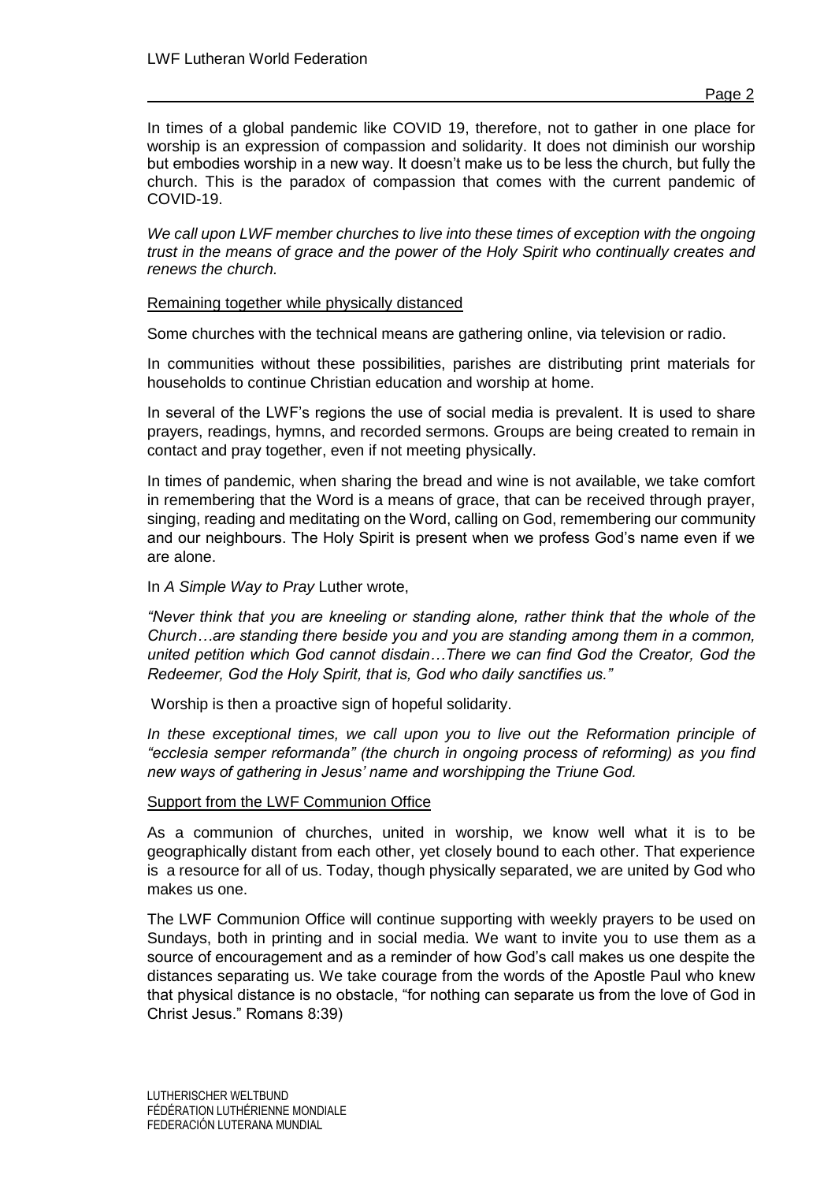In times of a global pandemic like COVID 19, therefore, not to gather in one place for worship is an expression of compassion and solidarity. It does not diminish our worship but embodies worship in a new way. It doesn't make us to be less the church, but fully the church. This is the paradox of compassion that comes with the current pandemic of COVID-19.

*We call upon LWF member churches to live into these times of exception with the ongoing trust in the means of grace and the power of the Holy Spirit who continually creates and renews the church.*

## Remaining together while physically distanced

Some churches with the technical means are gathering online, via television or radio.

In communities without these possibilities, parishes are distributing print materials for households to continue Christian education and worship at home.

In several of the LWF's regions the use of social media is prevalent. It is used to share prayers, readings, hymns, and recorded sermons. Groups are being created to remain in contact and pray together, even if not meeting physically.

In times of pandemic, when sharing the bread and wine is not available, we take comfort in remembering that the Word is a means of grace, that can be received through prayer, singing, reading and meditating on the Word, calling on God, remembering our community and our neighbours. The Holy Spirit is present when we profess God's name even if we are alone.

In *A Simple Way to Pray* Luther wrote,

*"Never think that you are kneeling or standing alone, rather think that the whole of the Church…are standing there beside you and you are standing among them in a common, united petition which God cannot disdain…There we can find God the Creator, God the Redeemer, God the Holy Spirit, that is, God who daily sanctifies us."*

Worship is then a proactive sign of hopeful solidarity.

*In these exceptional times, we call upon you to live out the Reformation principle of "ecclesia semper reformanda" (the church in ongoing process of reforming) as you find new ways of gathering in Jesus' name and worshipping the Triune God.*

## Support from the LWF Communion Office

As a communion of churches, united in worship, we know well what it is to be geographically distant from each other, yet closely bound to each other. That experience is a resource for all of us. Today, though physically separated, we are united by God who makes us one.

The LWF Communion Office will continue supporting with weekly prayers to be used on Sundays, both in printing and in social media. We want to invite you to use them as a source of encouragement and as a reminder of how God's call makes us one despite the distances separating us. We take courage from the words of the Apostle Paul who knew that physical distance is no obstacle, "for nothing can separate us from the love of God in Christ Jesus." Romans 8:39)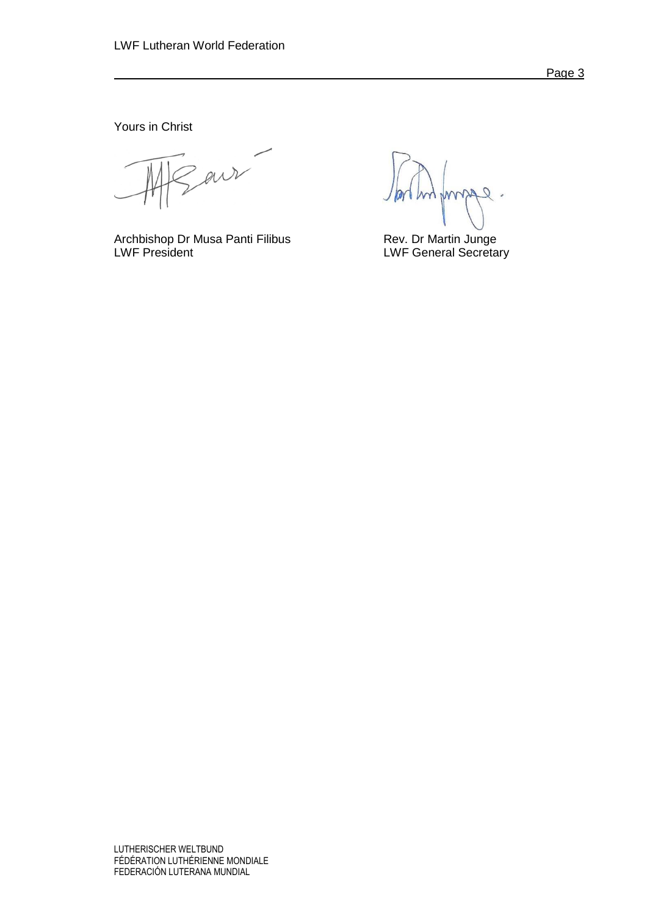Yours in Christ

Archbishop Dr Musa Panti Filibus
LWF President

Rev. Dr Martin Junge
LWF General Secretary